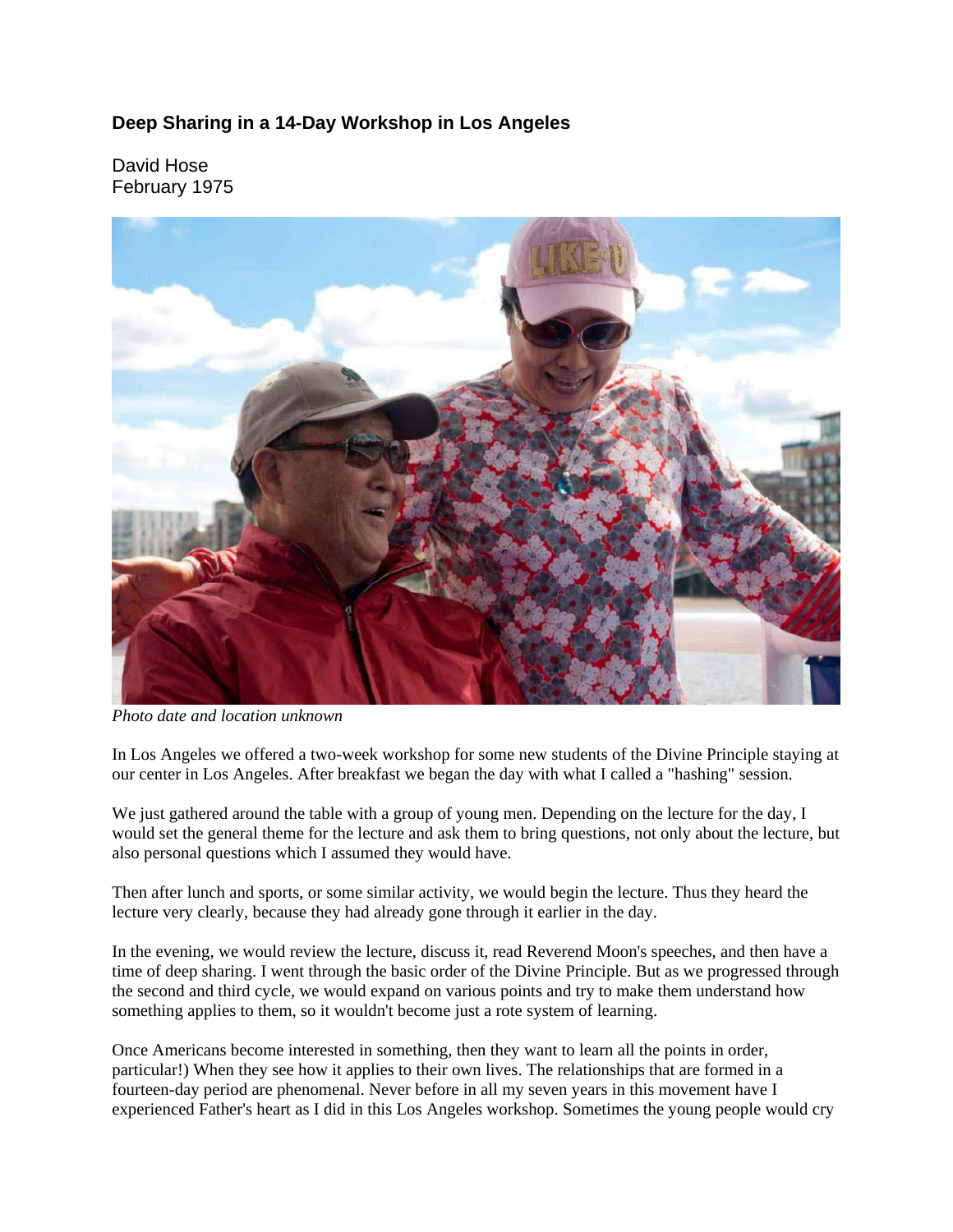# Deep Sharing in a 14-Day Workshop in Los Angeles

David Hose
February 1975

*Photo date and location unknown*

In Los Angeles we offered a two-week workshop for some new students of the Divine Principle staying at our center in Los Angeles. After breakfast we began the day with what I called a "hashing" session.

We just gathered around the table with a group of young men. Depending on the lecture for the day, I would set the general theme for the lecture and ask them to bring questions, not only about the lecture, but also personal questions which I assumed they would have.

Then after lunch and sports, or some similar activity, we would begin the lecture. Thus they heard the lecture very clearly, because they had already gone through it earlier in the day.

In the evening, we would review the lecture, discuss it, read Reverend Moon's speeches, and then have a time of deep sharing. I went through the basic order of the Divine Principle. But as we progressed through the second and third cycle, we would expand on various points and try to make them understand how something applies to them, so it wouldn't become just a rote system of learning.

Once Americans become interested in something, then they want to learn all the points in order, particular!) When they see how it applies to their own lives. The relationships that are formed in a fourteen-day period are phenomenal. Never before in all my seven years in this movement have I experienced Father's heart as I did in this Los Angeles workshop. Sometimes the young people would cry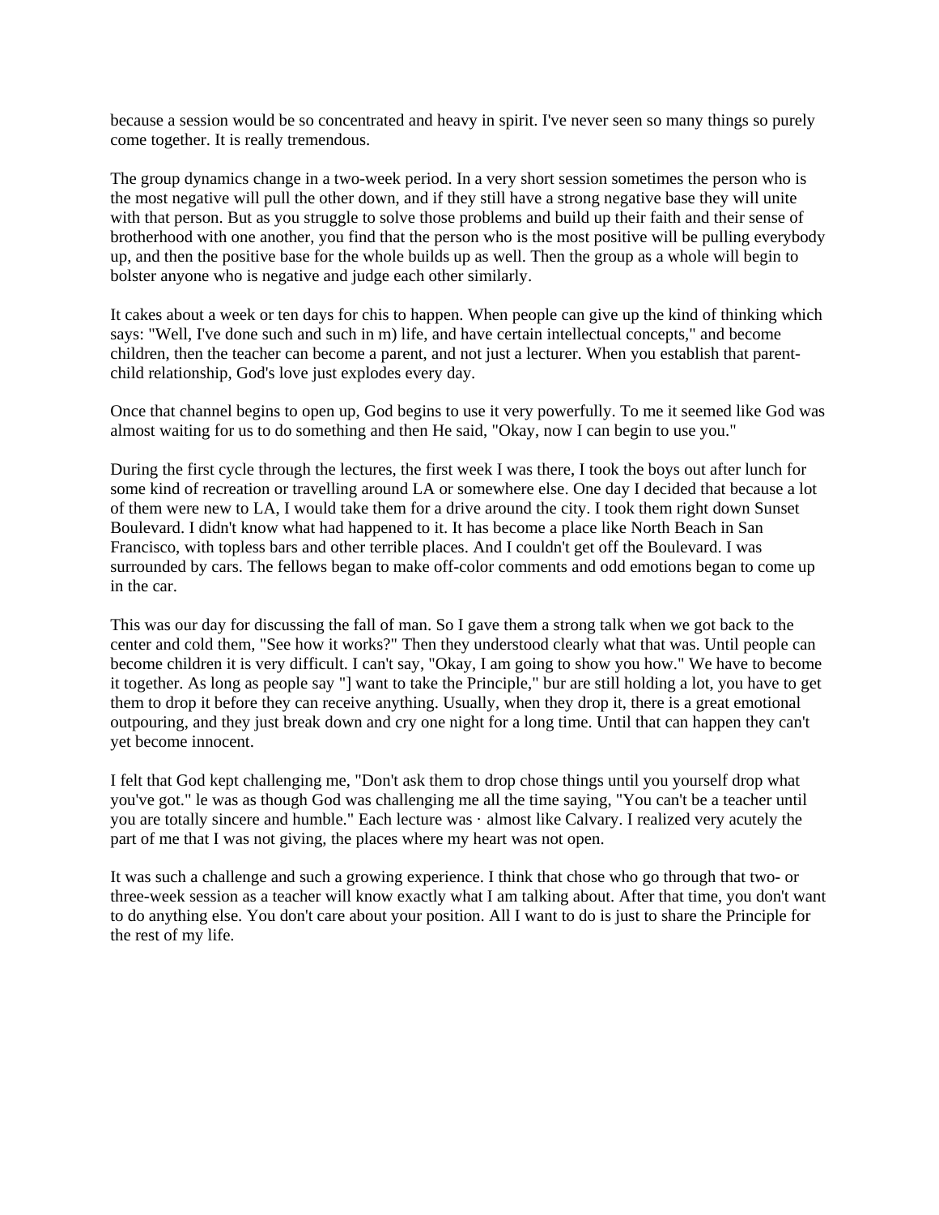because a session would be so concentrated and heavy in spirit. I've never seen so many things so purely come together. It is really tremendous.

The group dynamics change in a two-week period. In a very short session sometimes the person who is the most negative will pull the other down, and if they still have a strong negative base they will unite with that person. But as you struggle to solve those problems and build up their faith and their sense of brotherhood with one another, you find that the person who is the most positive will be pulling everybody up, and then the positive base for the whole builds up as well. Then the group as a whole will begin to bolster anyone who is negative and judge each other similarly.

It cakes about a week or ten days for chis to happen. When people can give up the kind of thinking which says: "Well, I've done such and such in m) life, and have certain intellectual concepts," and become children, then the teacher can become a parent, and not just a lecturer. When you establish that parent-child relationship, God's love just explodes every day.

Once that channel begins to open up, God begins to use it very powerfully. To me it seemed like God was almost waiting for us to do something and then He said, "Okay, now I can begin to use you."

During the first cycle through the lectures, the first week I was there, I took the boys out after lunch for some kind of recreation or travelling around LA or somewhere else. One day I decided that because a lot of them were new to LA, I would take them for a drive around the city. I took them right down Sunset Boulevard. I didn't know what had happened to it. It has become a place like North Beach in San Francisco, with topless bars and other terrible places. And I couldn't get off the Boulevard. I was surrounded by cars. The fellows began to make off-color comments and odd emotions began to come up in the car.

This was our day for discussing the fall of man. So I gave them a strong talk when we got back to the center and cold them, "See how it works?" Then they understood clearly what that was. Until people can become children it is very difficult. I can't say, "Okay, I am going to show you how." We have to become it together. As long as people say "] want to take the Principle," bur are still holding a lot, you have to get them to drop it before they can receive anything. Usually, when they drop it, there is a great emotional outpouring, and they just break down and cry one night for a long time. Until that can happen they can't yet become innocent.

I felt that God kept challenging me, "Don't ask them to drop chose things until you yourself drop what you've got." le was as though God was challenging me all the time saying, "You can't be a teacher until you are totally sincere and humble." Each lecture was · almost like Calvary. I realized very acutely the part of me that I was not giving, the places where my heart was not open.

It was such a challenge and such a growing experience. I think that chose who go through that two- or three-week session as a teacher will know exactly what I am talking about. After that time, you don't want to do anything else. You don't care about your position. All I want to do is just to share the Principle for the rest of my life.